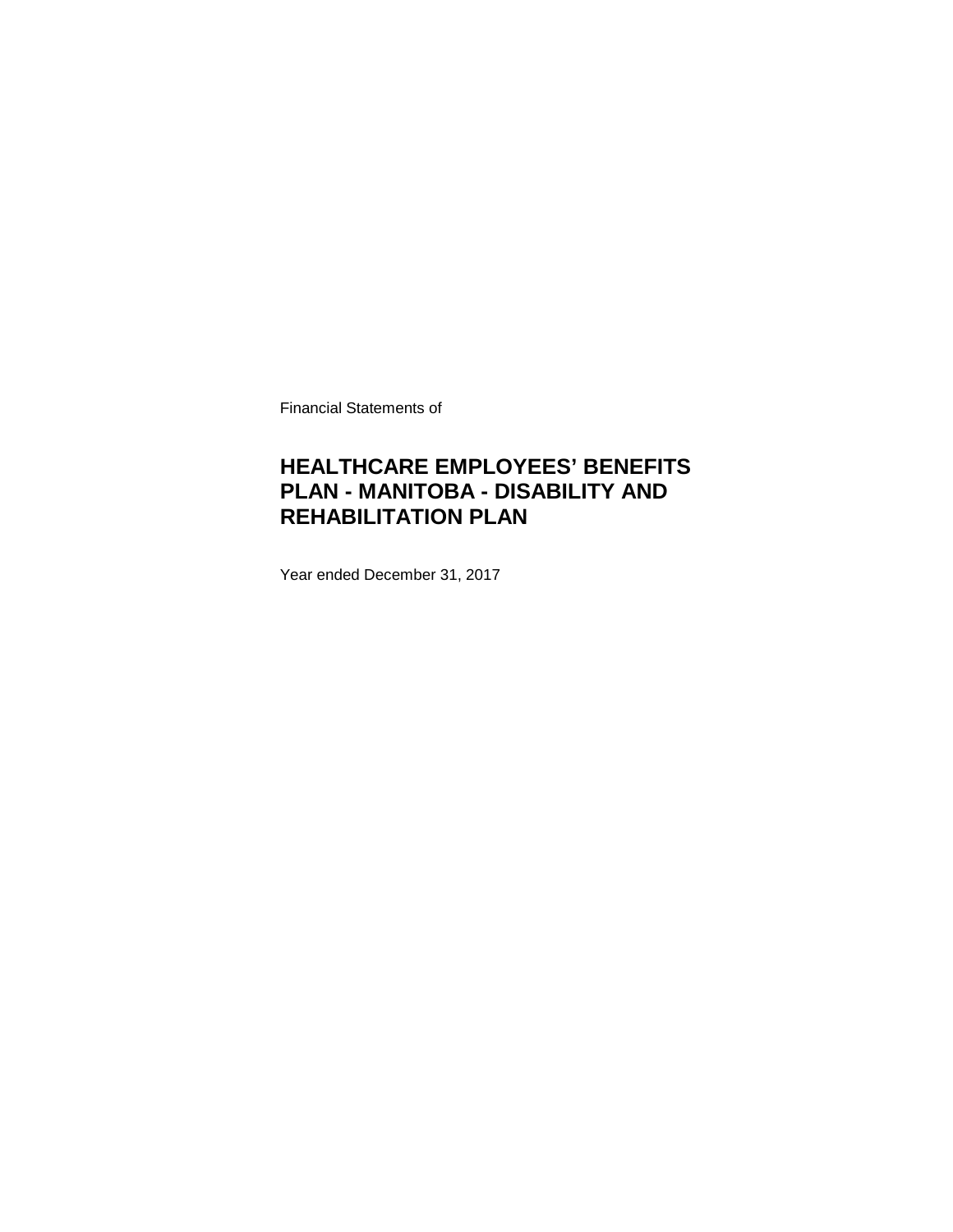Financial Statements of

# HEALTHCARE EMPLOYEES' BENEFITS PLAN - MANITOBA - DISABILITY AND REHABILITATION PLAN

Year ended December 31, 2017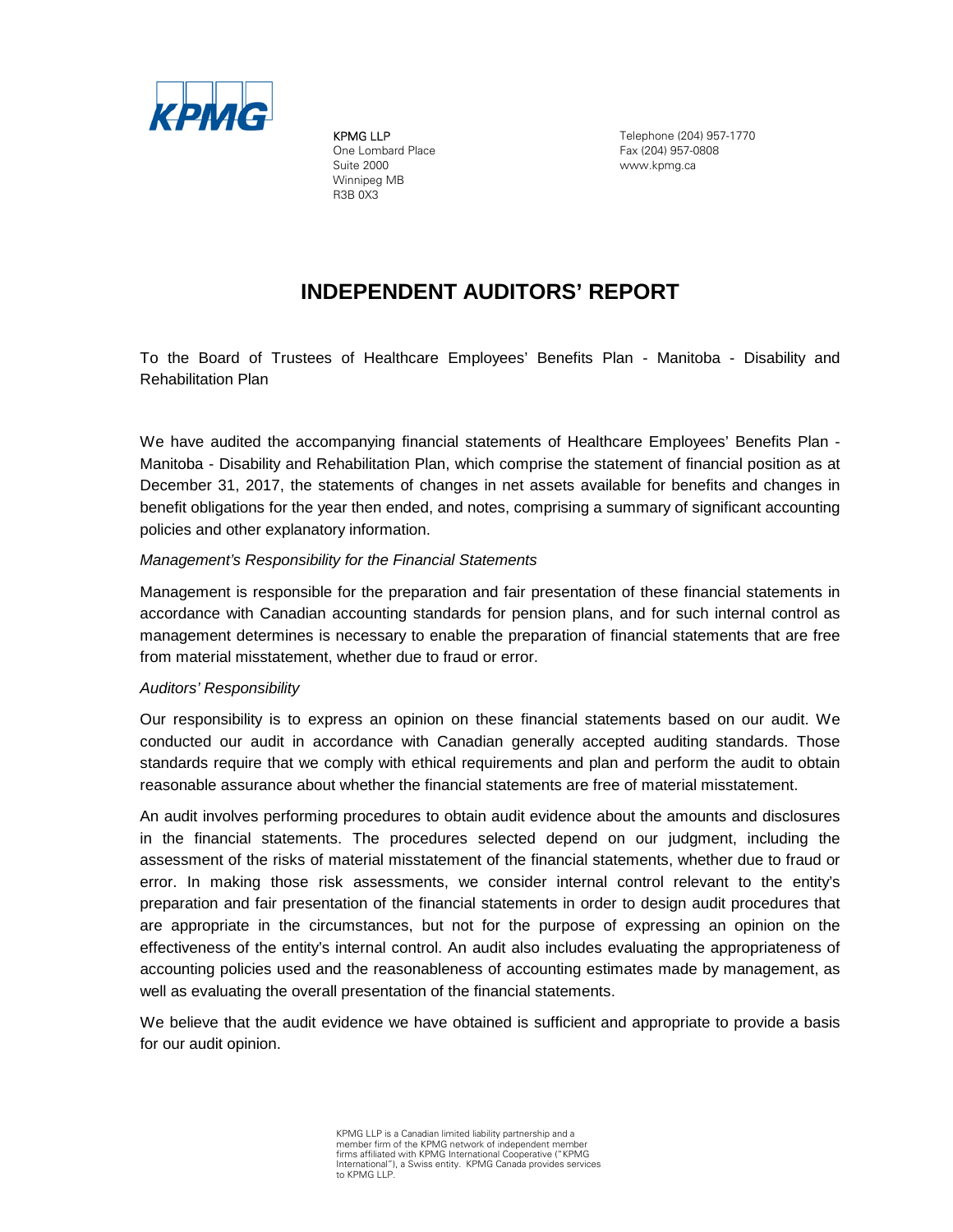KPMG LLP
One Lombard Place
Suite 2000
Winnipeg MB
R3B 0X3

Telephone (204) 957-1770
Fax (204) 957-0808
www.kpmg.ca

# INDEPENDENT AUDITORS' REPORT

To the Board of Trustees of Healthcare Employees' Benefits Plan - Manitoba - Disability and Rehabilitation Plan

We have audited the accompanying financial statements of Healthcare Employees' Benefits Plan - Manitoba - Disability and Rehabilitation Plan, which comprise the statement of financial position as at December 31, 2017, the statements of changes in net assets available for benefits and changes in benefit obligations for the year then ended, and notes, comprising a summary of significant accounting policies and other explanatory information.

*Management's Responsibility for the Financial Statements*

Management is responsible for the preparation and fair presentation of these financial statements in accordance with Canadian accounting standards for pension plans, and for such internal control as management determines is necessary to enable the preparation of financial statements that are free from material misstatement, whether due to fraud or error.

*Auditors' Responsibility*

Our responsibility is to express an opinion on these financial statements based on our audit. We conducted our audit in accordance with Canadian generally accepted auditing standards. Those standards require that we comply with ethical requirements and plan and perform the audit to obtain reasonable assurance about whether the financial statements are free of material misstatement.

An audit involves performing procedures to obtain audit evidence about the amounts and disclosures in the financial statements. The procedures selected depend on our judgment, including the assessment of the risks of material misstatement of the financial statements, whether due to fraud or error. In making those risk assessments, we consider internal control relevant to the entity's preparation and fair presentation of the financial statements in order to design audit procedures that are appropriate in the circumstances, but not for the purpose of expressing an opinion on the effectiveness of the entity's internal control. An audit also includes evaluating the appropriateness of accounting policies used and the reasonableness of accounting estimates made by management, as well as evaluating the overall presentation of the financial statements.

We believe that the audit evidence we have obtained is sufficient and appropriate to provide a basis for our audit opinion.

KPMG LLP is a Canadian limited liability partnership and a member firm of the KPMG network of independent member firms affiliated with KPMG International Cooperative ("KPMG International"), a Swiss entity. KPMG Canada provides services to KPMG LLP.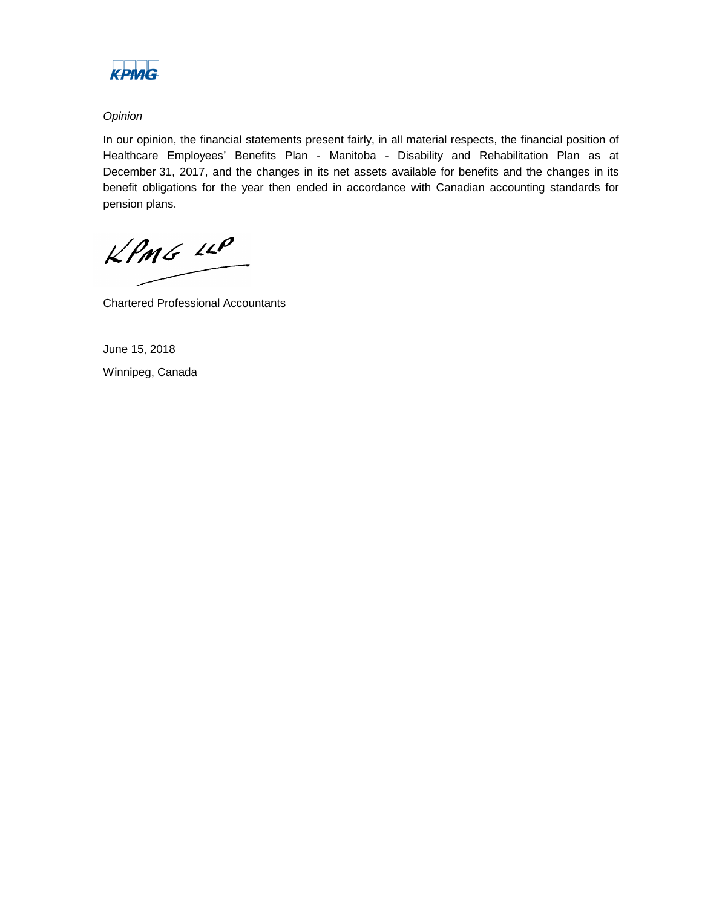*Opinion*

In our opinion, the financial statements present fairly, in all material respects, the financial position of Healthcare Employees' Benefits Plan - Manitoba - Disability and Rehabilitation Plan as at December 31, 2017, and the changes in its net assets available for benefits and the changes in its benefit obligations for the year then ended in accordance with Canadian accounting standards for pension plans.

KPMG LLP

Chartered Professional Accountants

June 15, 2018

Winnipeg, Canada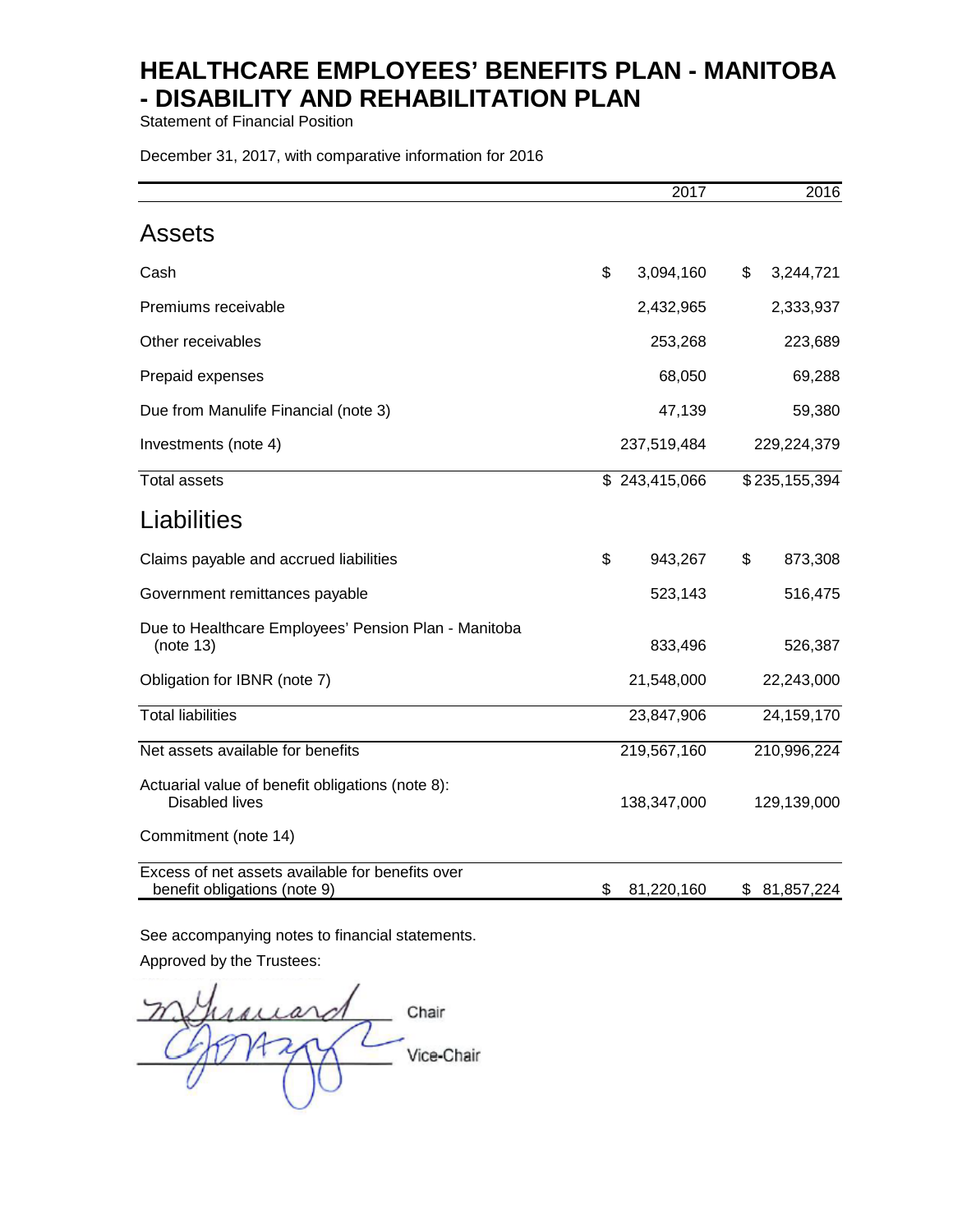# HEALTHCARE EMPLOYEES' BENEFITS PLAN - MANITOBA - DISABILITY AND REHABILITATION PLAN

Statement of Financial Position

December 31, 2017, with comparative information for 2016

| | 2017 | 2016 |
|---|---|---|
| **Assets** | | |
| Cash | $ 3,094,160 | $ 3,244,721 |
| Premiums receivable | 2,432,965 | 2,333,937 |
| Other receivables | 253,268 | 223,689 |
| Prepaid expenses | 68,050 | 69,288 |
| Due from Manulife Financial (note 3) | 47,139 | 59,380 |
| Investments (note 4) | 237,519,484 | 229,224,379 |
| Total assets | $ 243,415,066 | $ 235,155,394 |
| **Liabilities** | | |
| Claims payable and accrued liabilities | $ 943,267 | $ 873,308 |
| Government remittances payable | 523,143 | 516,475 |
| Due to Healthcare Employees' Pension Plan - Manitoba (note 13) | 833,496 | 526,387 |
| Obligation for IBNR (note 7) | 21,548,000 | 22,243,000 |
| Total liabilities | 23,847,906 | 24,159,170 |
| Net assets available for benefits | 219,567,160 | 210,996,224 |
| Actuarial value of benefit obligations (note 8): Disabled lives | 138,347,000 | 129,139,000 |
| Commitment (note 14) | | |
| Excess of net assets available for benefits over benefit obligations (note 9) | $ 81,220,160 | $ 81,857,224 |

See accompanying notes to financial statements.

Approved by the Trustees:

Chair

Vice-Chair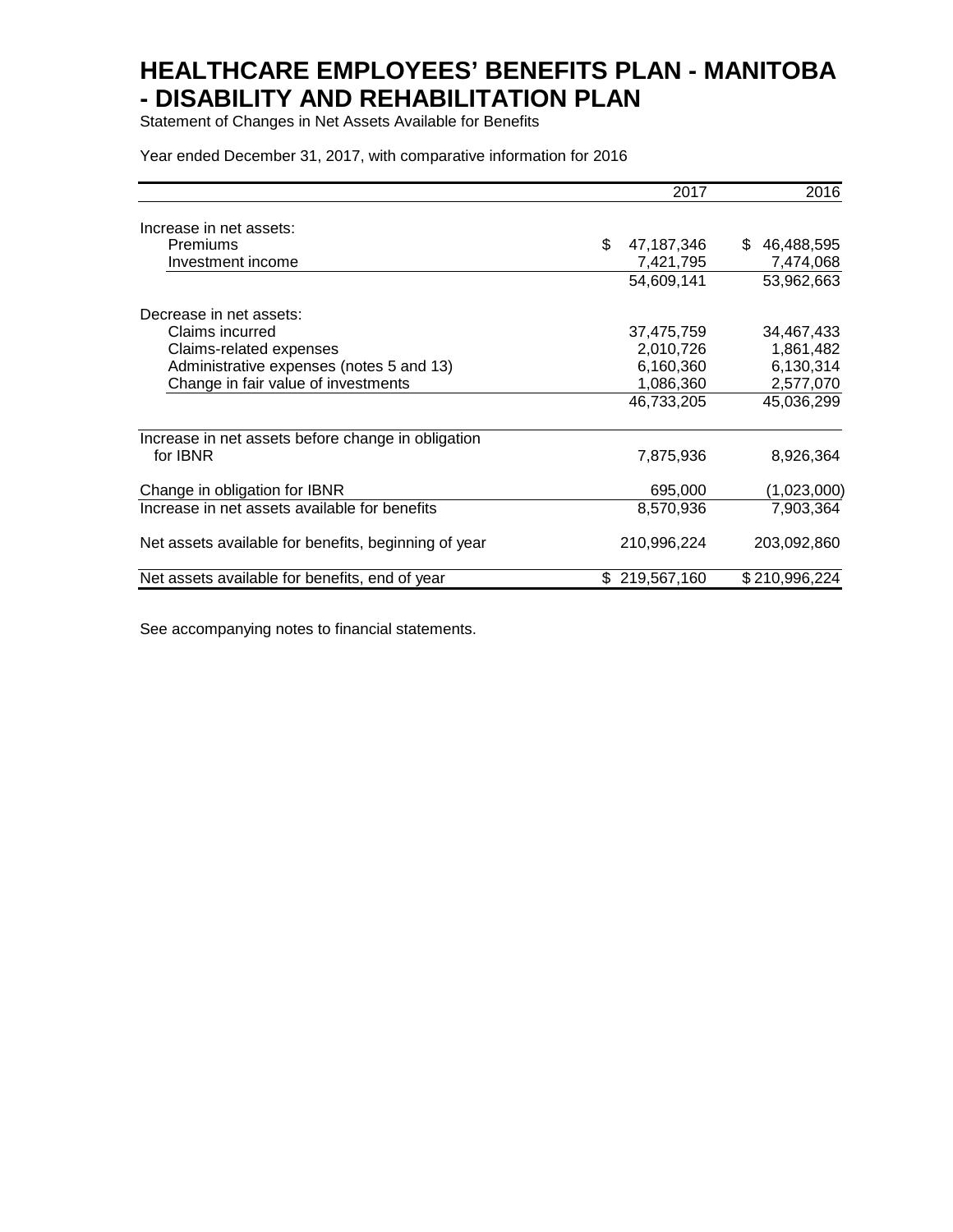# HEALTHCARE EMPLOYEES' BENEFITS PLAN - MANITOBA - DISABILITY AND REHABILITATION PLAN

Statement of Changes in Net Assets Available for Benefits

Year ended December 31, 2017, with comparative information for 2016

| | 2017 | 2016 |
|---|---|---|
| Increase in net assets: | | |
| Premiums | $ 47,187,346 | $ 46,488,595 |
| Investment income | 7,421,795 | 7,474,068 |
| | 54,609,141 | 53,962,663 |
| Decrease in net assets: | | |
| Claims incurred | 37,475,759 | 34,467,433 |
| Claims-related expenses | 2,010,726 | 1,861,482 |
| Administrative expenses (notes 5 and 13) | 6,160,360 | 6,130,314 |
| Change in fair value of investments | 1,086,360 | 2,577,070 |
| | 46,733,205 | 45,036,299 |
| Increase in net assets before change in obligation for IBNR | 7,875,936 | 8,926,364 |
| Change in obligation for IBNR | 695,000 | (1,023,000) |
| Increase in net assets available for benefits | 8,570,936 | 7,903,364 |
| Net assets available for benefits, beginning of year | 210,996,224 | 203,092,860 |
| Net assets available for benefits, end of year | $ 219,567,160 | $ 210,996,224 |

See accompanying notes to financial statements.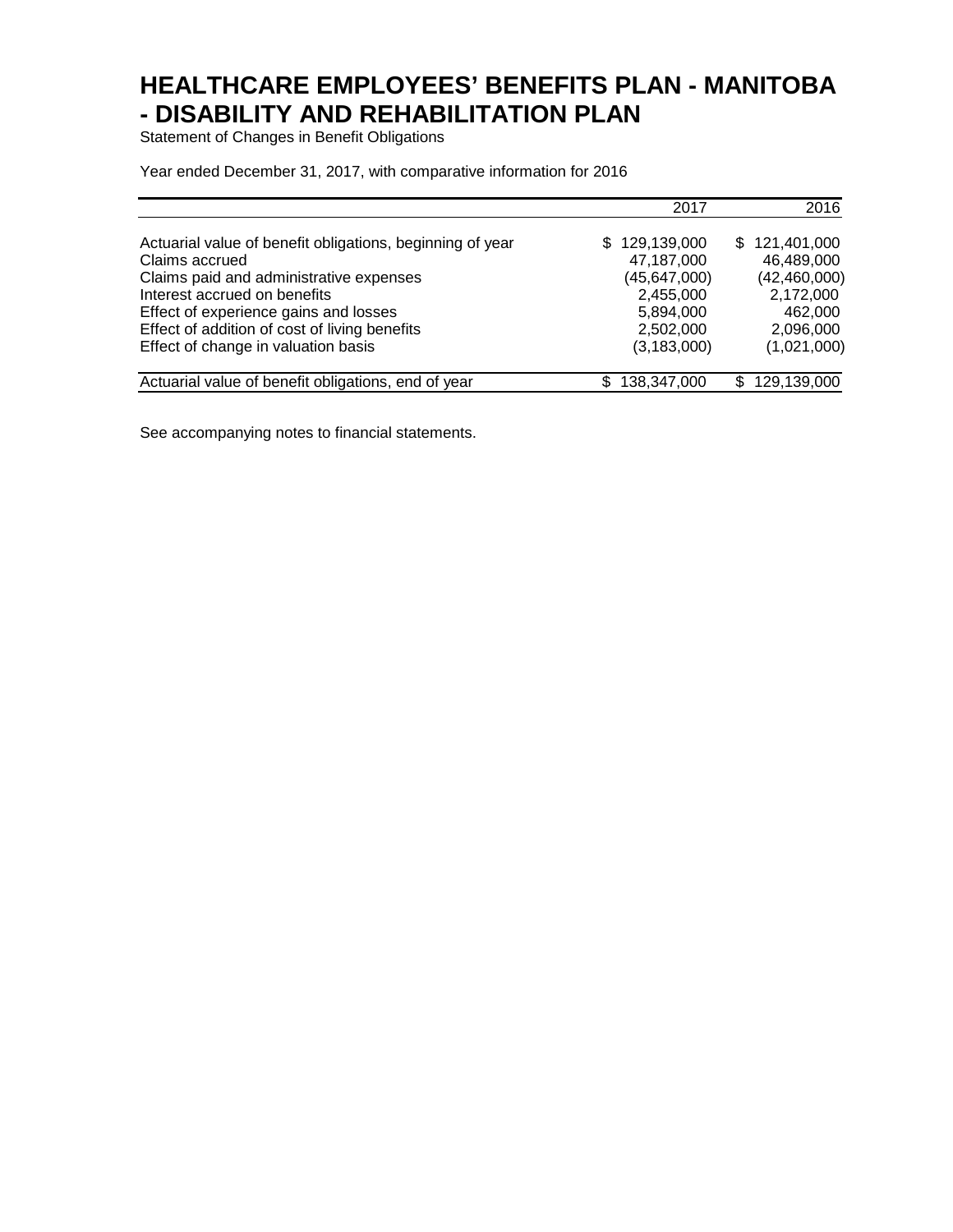# HEALTHCARE EMPLOYEES' BENEFITS PLAN - MANITOBA - DISABILITY AND REHABILITATION PLAN

Statement of Changes in Benefit Obligations

Year ended December 31, 2017, with comparative information for 2016

| | 2017 | 2016 |
|---|---|---|
| Actuarial value of benefit obligations, beginning of year | $ 129,139,000 | $ 121,401,000 |
| Claims accrued | 47,187,000 | 46,489,000 |
| Claims paid and administrative expenses | (45,647,000) | (42,460,000) |
| Interest accrued on benefits | 2,455,000 | 2,172,000 |
| Effect of experience gains and losses | 5,894,000 | 462,000 |
| Effect of addition of cost of living benefits | 2,502,000 | 2,096,000 |
| Effect of change in valuation basis | (3,183,000) | (1,021,000) |
| Actuarial value of benefit obligations, end of year | $ 138,347,000 | $ 129,139,000 |

See accompanying notes to financial statements.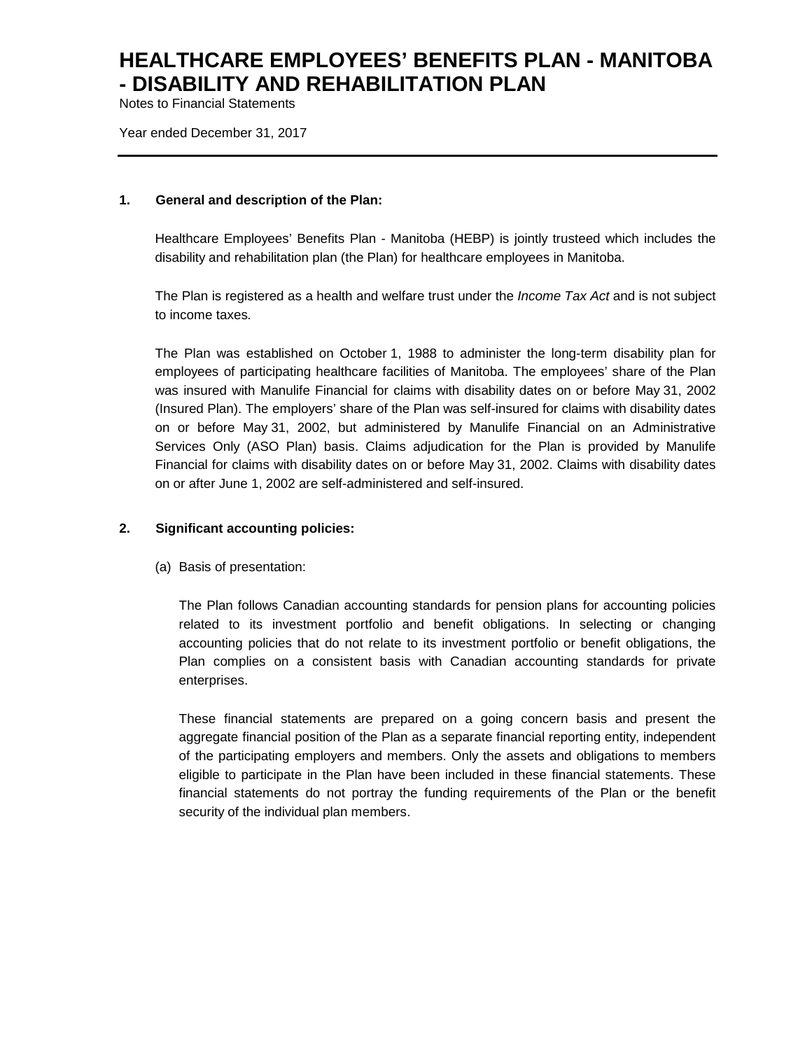# HEALTHCARE EMPLOYEES' BENEFITS PLAN - MANITOBA - DISABILITY AND REHABILITATION PLAN

Notes to Financial Statements

Year ended December 31, 2017

## 1. General and description of the Plan:

Healthcare Employees' Benefits Plan - Manitoba (HEBP) is jointly trusteed which includes the disability and rehabilitation plan (the Plan) for healthcare employees in Manitoba.

The Plan is registered as a health and welfare trust under the *Income Tax Act* and is not subject to income taxes.

The Plan was established on October 1, 1988 to administer the long-term disability plan for employees of participating healthcare facilities of Manitoba. The employees' share of the Plan was insured with Manulife Financial for claims with disability dates on or before May 31, 2002 (Insured Plan). The employers' share of the Plan was self-insured for claims with disability dates on or before May 31, 2002, but administered by Manulife Financial on an Administrative Services Only (ASO Plan) basis. Claims adjudication for the Plan is provided by Manulife Financial for claims with disability dates on or before May 31, 2002. Claims with disability dates on or after June 1, 2002 are self-administered and self-insured.

## 2. Significant accounting policies:

(a) Basis of presentation:

The Plan follows Canadian accounting standards for pension plans for accounting policies related to its investment portfolio and benefit obligations. In selecting or changing accounting policies that do not relate to its investment portfolio or benefit obligations, the Plan complies on a consistent basis with Canadian accounting standards for private enterprises.

These financial statements are prepared on a going concern basis and present the aggregate financial position of the Plan as a separate financial reporting entity, independent of the participating employers and members. Only the assets and obligations to members eligible to participate in the Plan have been included in these financial statements. These financial statements do not portray the funding requirements of the Plan or the benefit security of the individual plan members.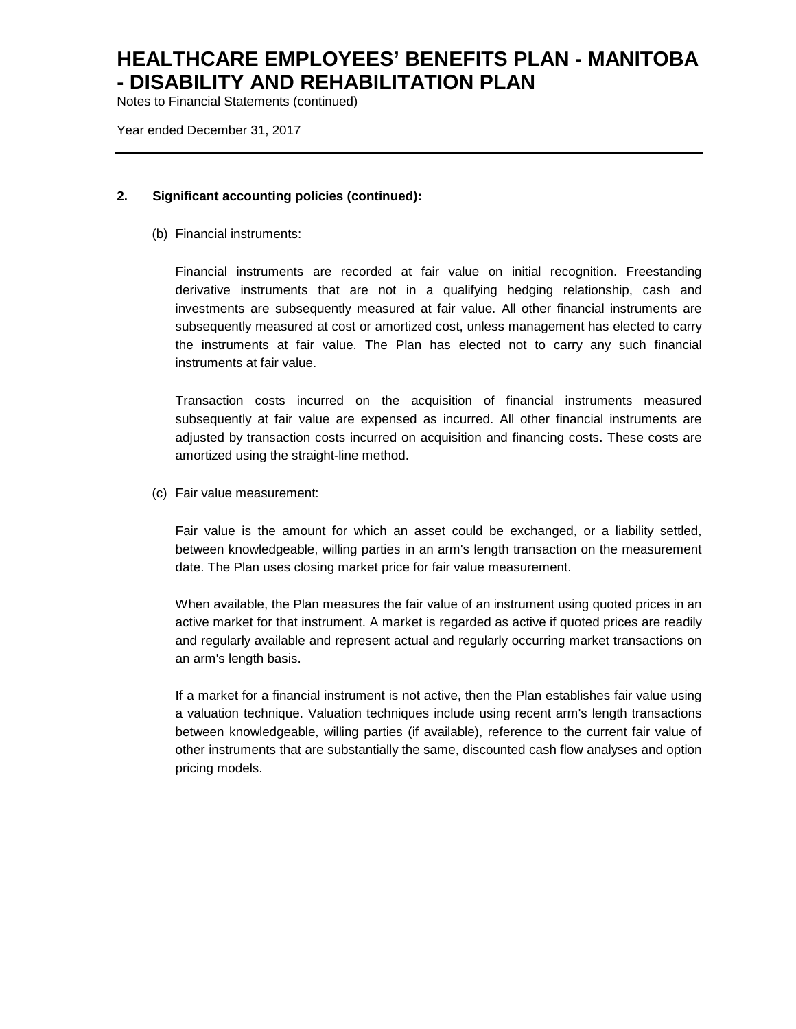## 2. Significant accounting policies (continued):

(b) Financial instruments:

Financial instruments are recorded at fair value on initial recognition. Freestanding derivative instruments that are not in a qualifying hedging relationship, cash and investments are subsequently measured at fair value. All other financial instruments are subsequently measured at cost or amortized cost, unless management has elected to carry the instruments at fair value. The Plan has elected not to carry any such financial instruments at fair value.

Transaction costs incurred on the acquisition of financial instruments measured subsequently at fair value are expensed as incurred. All other financial instruments are adjusted by transaction costs incurred on acquisition and financing costs. These costs are amortized using the straight-line method.

(c) Fair value measurement:

Fair value is the amount for which an asset could be exchanged, or a liability settled, between knowledgeable, willing parties in an arm's length transaction on the measurement date. The Plan uses closing market price for fair value measurement.

When available, the Plan measures the fair value of an instrument using quoted prices in an active market for that instrument. A market is regarded as active if quoted prices are readily and regularly available and represent actual and regularly occurring market transactions on an arm's length basis.

If a market for a financial instrument is not active, then the Plan establishes fair value using a valuation technique. Valuation techniques include using recent arm's length transactions between knowledgeable, willing parties (if available), reference to the current fair value of other instruments that are substantially the same, discounted cash flow analyses and option pricing models.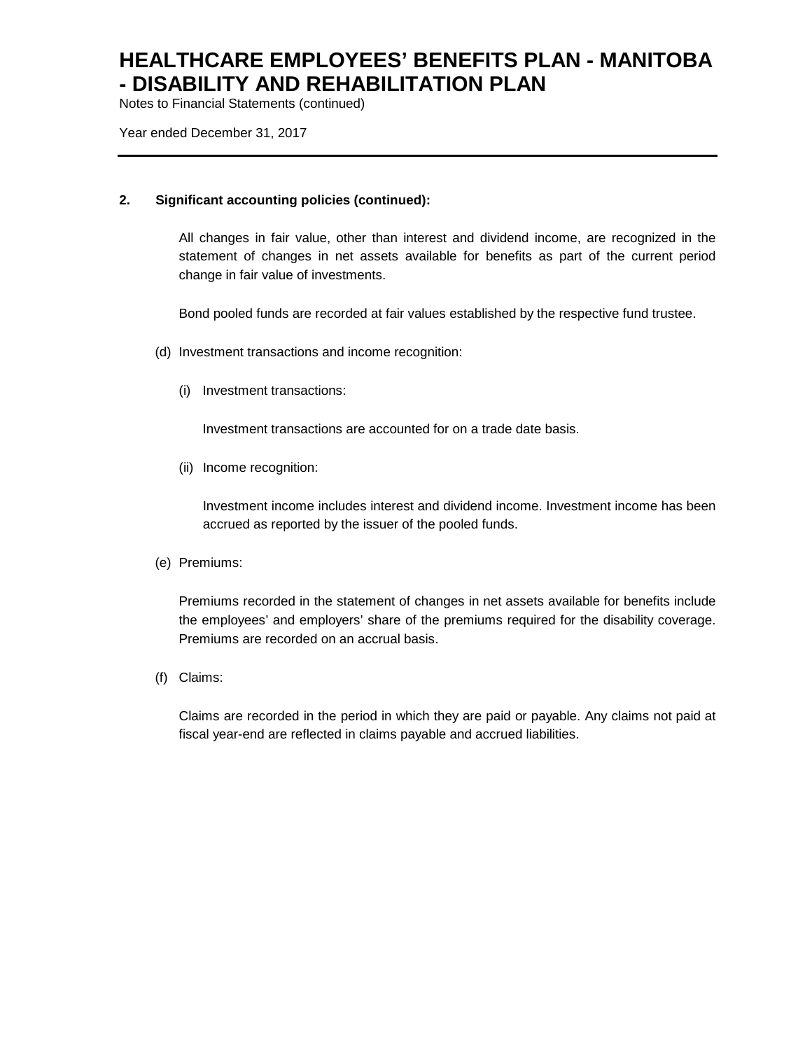## 2. Significant accounting policies (continued):

All changes in fair value, other than interest and dividend income, are recognized in the statement of changes in net assets available for benefits as part of the current period change in fair value of investments.

Bond pooled funds are recorded at fair values established by the respective fund trustee.

(d) Investment transactions and income recognition:

(i) Investment transactions:

Investment transactions are accounted for on a trade date basis.

(ii) Income recognition:

Investment income includes interest and dividend income. Investment income has been accrued as reported by the issuer of the pooled funds.

(e) Premiums:

Premiums recorded in the statement of changes in net assets available for benefits include the employees' and employers' share of the premiums required for the disability coverage. Premiums are recorded on an accrual basis.

(f) Claims:

Claims are recorded in the period in which they are paid or payable. Any claims not paid at fiscal year-end are reflected in claims payable and accrued liabilities.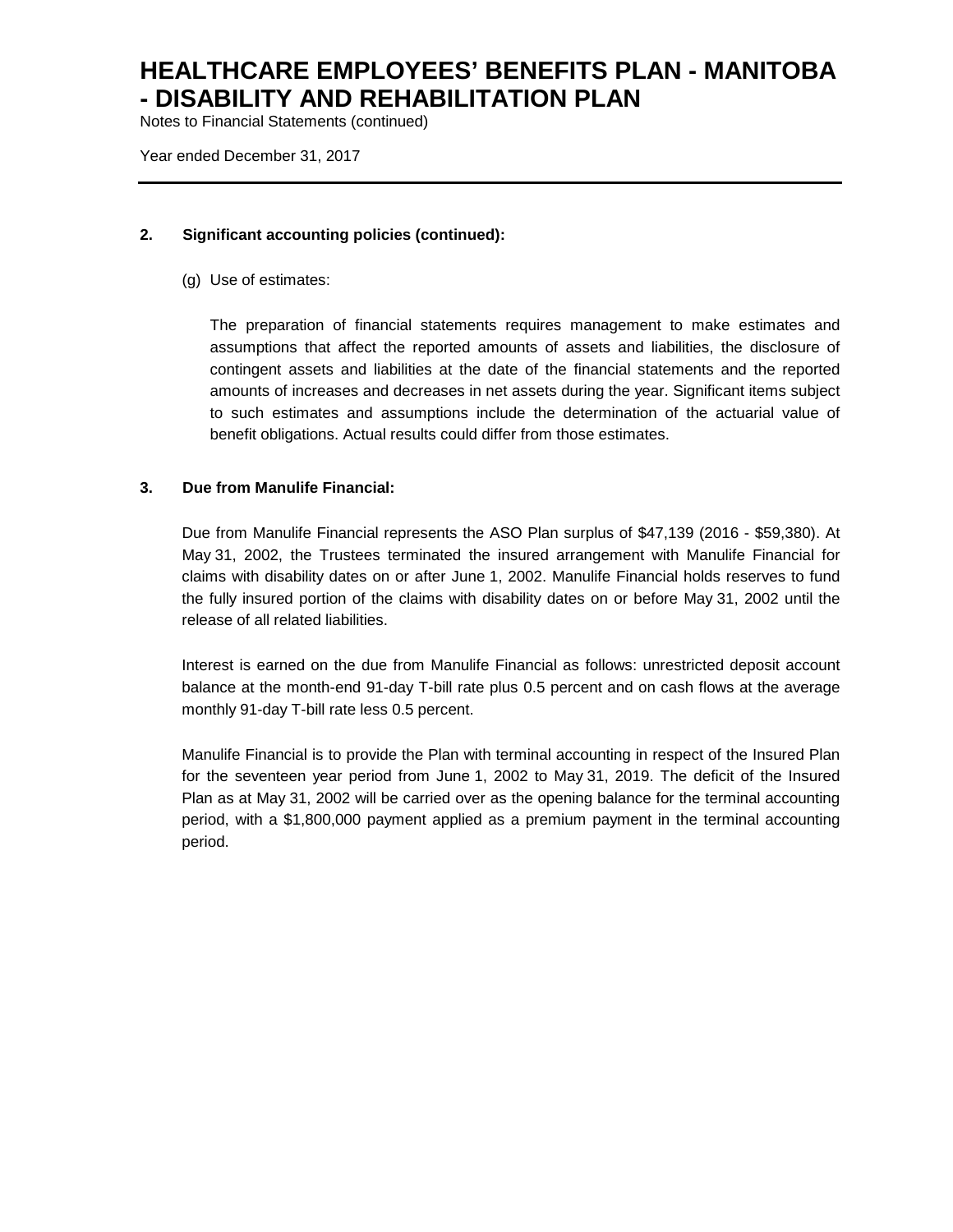## 2. Significant accounting policies (continued):

(g) Use of estimates:

The preparation of financial statements requires management to make estimates and assumptions that affect the reported amounts of assets and liabilities, the disclosure of contingent assets and liabilities at the date of the financial statements and the reported amounts of increases and decreases in net assets during the year. Significant items subject to such estimates and assumptions include the determination of the actuarial value of benefit obligations. Actual results could differ from those estimates.

## 3. Due from Manulife Financial:

Due from Manulife Financial represents the ASO Plan surplus of $47,139 (2016 - $59,380). At May 31, 2002, the Trustees terminated the insured arrangement with Manulife Financial for claims with disability dates on or after June 1, 2002. Manulife Financial holds reserves to fund the fully insured portion of the claims with disability dates on or before May 31, 2002 until the release of all related liabilities.

Interest is earned on the due from Manulife Financial as follows: unrestricted deposit account balance at the month-end 91-day T-bill rate plus 0.5 percent and on cash flows at the average monthly 91-day T-bill rate less 0.5 percent.

Manulife Financial is to provide the Plan with terminal accounting in respect of the Insured Plan for the seventeen year period from June 1, 2002 to May 31, 2019. The deficit of the Insured Plan as at May 31, 2002 will be carried over as the opening balance for the terminal accounting period, with a $1,800,000 payment applied as a premium payment in the terminal accounting period.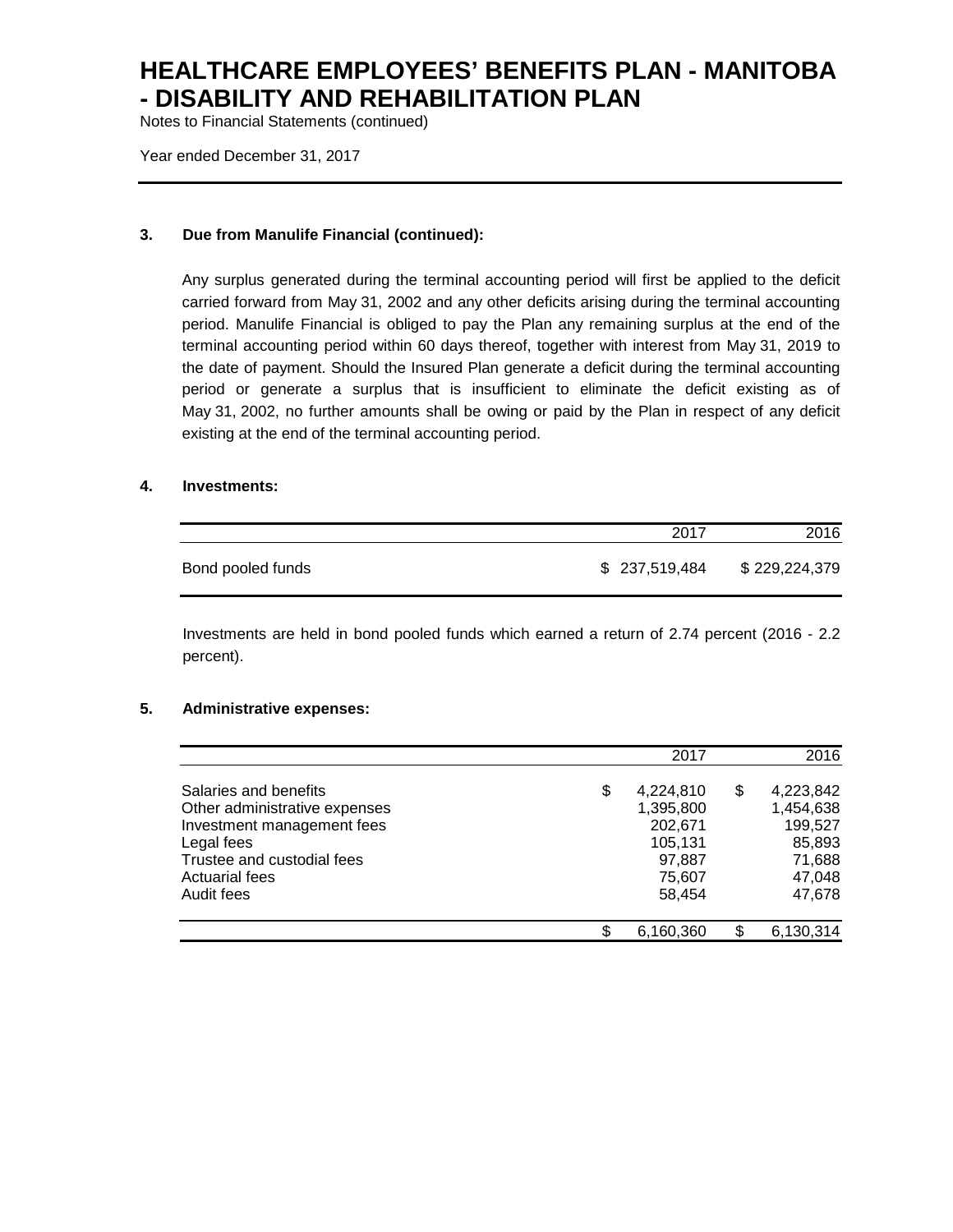# HEALTHCARE EMPLOYEES' BENEFITS PLAN - MANITOBA - DISABILITY AND REHABILITATION PLAN

Notes to Financial Statements (continued)

Year ended December 31, 2017

### 3. Due from Manulife Financial (continued):

Any surplus generated during the terminal accounting period will first be applied to the deficit carried forward from May 31, 2002 and any other deficits arising during the terminal accounting period. Manulife Financial is obliged to pay the Plan any remaining surplus at the end of the terminal accounting period within 60 days thereof, together with interest from May 31, 2019 to the date of payment. Should the Insured Plan generate a deficit during the terminal accounting period or generate a surplus that is insufficient to eliminate the deficit existing as of May 31, 2002, no further amounts shall be owing or paid by the Plan in respect of any deficit existing at the end of the terminal accounting period.

### 4. Investments:

| | 2017 | 2016 |
|---|---|---|
| Bond pooled funds | $ 237,519,484 | $ 229,224,379 |

Investments are held in bond pooled funds which earned a return of 2.74 percent (2016 - 2.2 percent).

### 5. Administrative expenses:

| | 2017 | 2016 |
|---|---|---|
| Salaries and benefits | $ 4,224,810 | $ 4,223,842 |
| Other administrative expenses | 1,395,800 | 1,454,638 |
| Investment management fees | 202,671 | 199,527 |
| Legal fees | 105,131 | 85,893 |
| Trustee and custodial fees | 97,887 | 71,688 |
| Actuarial fees | 75,607 | 47,048 |
| Audit fees | 58,454 | 47,678 |
| | $ 6,160,360 | $ 6,130,314 |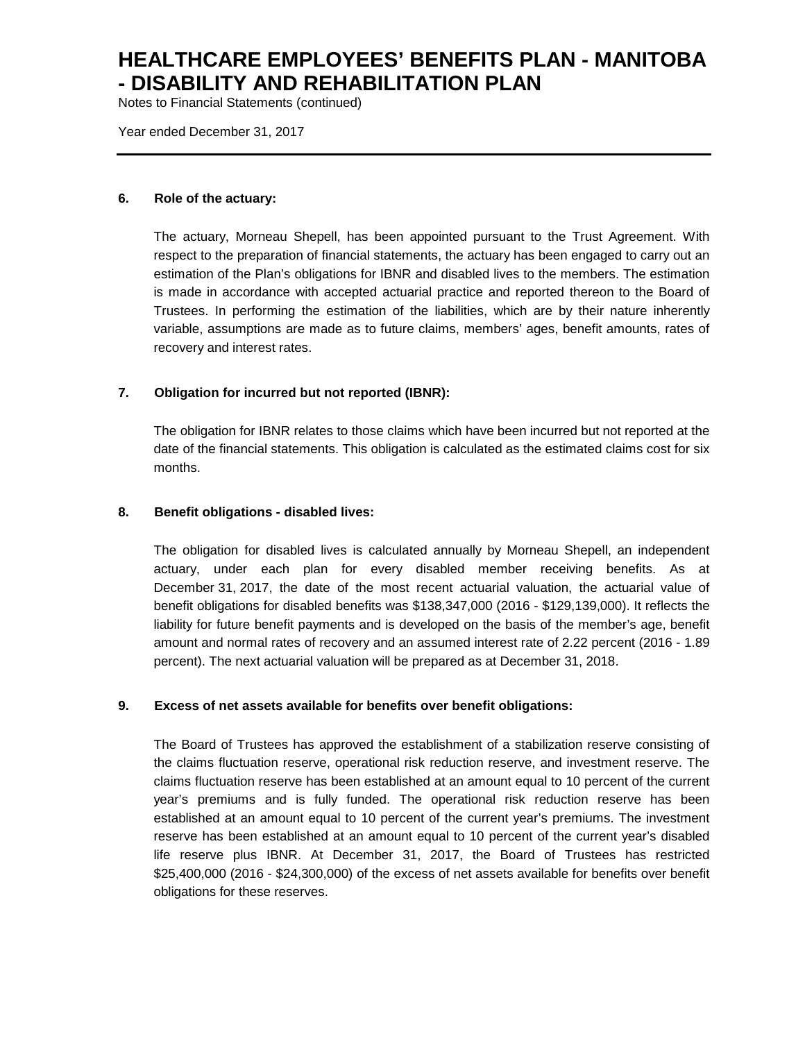### 6. Role of the actuary:

The actuary, Morneau Shepell, has been appointed pursuant to the Trust Agreement. With respect to the preparation of financial statements, the actuary has been engaged to carry out an estimation of the Plan's obligations for IBNR and disabled lives to the members. The estimation is made in accordance with accepted actuarial practice and reported thereon to the Board of Trustees. In performing the estimation of the liabilities, which are by their nature inherently variable, assumptions are made as to future claims, members' ages, benefit amounts, rates of recovery and interest rates.

### 7. Obligation for incurred but not reported (IBNR):

The obligation for IBNR relates to those claims which have been incurred but not reported at the date of the financial statements. This obligation is calculated as the estimated claims cost for six months.

### 8. Benefit obligations - disabled lives:

The obligation for disabled lives is calculated annually by Morneau Shepell, an independent actuary, under each plan for every disabled member receiving benefits. As at December 31, 2017, the date of the most recent actuarial valuation, the actuarial value of benefit obligations for disabled benefits was $138,347,000 (2016 - $129,139,000). It reflects the liability for future benefit payments and is developed on the basis of the member's age, benefit amount and normal rates of recovery and an assumed interest rate of 2.22 percent (2016 - 1.89 percent). The next actuarial valuation will be prepared as at December 31, 2018.

### 9. Excess of net assets available for benefits over benefit obligations:

The Board of Trustees has approved the establishment of a stabilization reserve consisting of the claims fluctuation reserve, operational risk reduction reserve, and investment reserve. The claims fluctuation reserve has been established at an amount equal to 10 percent of the current year's premiums and is fully funded. The operational risk reduction reserve has been established at an amount equal to 10 percent of the current year's premiums. The investment reserve has been established at an amount equal to 10 percent of the current year's disabled life reserve plus IBNR. At December 31, 2017, the Board of Trustees has restricted $25,400,000 (2016 - $24,300,000) of the excess of net assets available for benefits over benefit obligations for these reserves.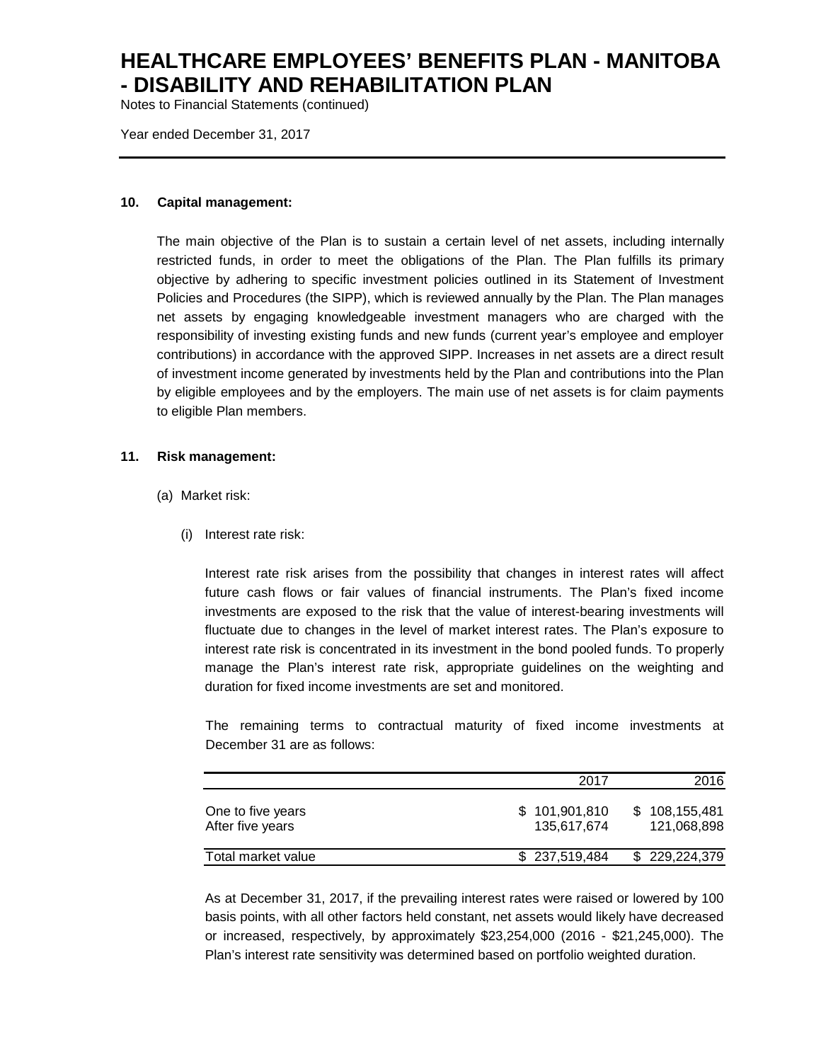# HEALTHCARE EMPLOYEES' BENEFITS PLAN - MANITOBA - DISABILITY AND REHABILITATION PLAN

Notes to Financial Statements (continued)

Year ended December 31, 2017

## 10. Capital management:

The main objective of the Plan is to sustain a certain level of net assets, including internally restricted funds, in order to meet the obligations of the Plan. The Plan fulfills its primary objective by adhering to specific investment policies outlined in its Statement of Investment Policies and Procedures (the SIPP), which is reviewed annually by the Plan. The Plan manages net assets by engaging knowledgeable investment managers who are charged with the responsibility of investing existing funds and new funds (current year's employee and employer contributions) in accordance with the approved SIPP. Increases in net assets are a direct result of investment income generated by investments held by the Plan and contributions into the Plan by eligible employees and by the employers. The main use of net assets is for claim payments to eligible Plan members.

## 11. Risk management:

(a) Market risk:

(i) Interest rate risk:

Interest rate risk arises from the possibility that changes in interest rates will affect future cash flows or fair values of financial instruments. The Plan's fixed income investments are exposed to the risk that the value of interest-bearing investments will fluctuate due to changes in the level of market interest rates. The Plan's exposure to interest rate risk is concentrated in its investment in the bond pooled funds. To properly manage the Plan's interest rate risk, appropriate guidelines on the weighting and duration for fixed income investments are set and monitored.

The remaining terms to contractual maturity of fixed income investments at December 31 are as follows:

| | 2017 | 2016 |
|---|---:|---:|
| One to five years | $ 101,901,810 | $ 108,155,481 |
| After five years | 135,617,674 | 121,068,898 |
| Total market value | $ 237,519,484 | $ 229,224,379 |

As at December 31, 2017, if the prevailing interest rates were raised or lowered by 100 basis points, with all other factors held constant, net assets would likely have decreased or increased, respectively, by approximately $23,254,000 (2016 - $21,245,000). The Plan's interest rate sensitivity was determined based on portfolio weighted duration.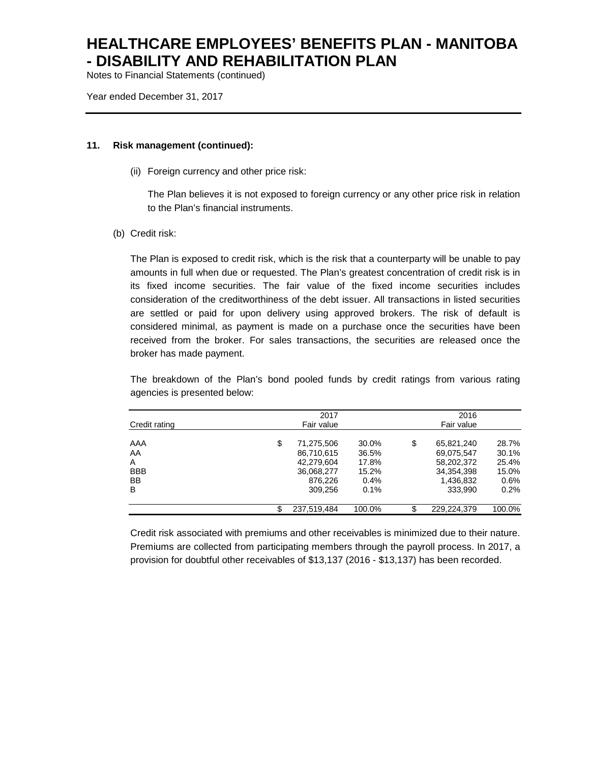### 11. Risk management (continued):

(ii) Foreign currency and other price risk:

The Plan believes it is not exposed to foreign currency or any other price risk in relation to the Plan's financial instruments.

(b) Credit risk:

The Plan is exposed to credit risk, which is the risk that a counterparty will be unable to pay amounts in full when due or requested. The Plan's greatest concentration of credit risk is in its fixed income securities. The fair value of the fixed income securities includes consideration of the creditworthiness of the debt issuer. All transactions in listed securities are settled or paid for upon delivery using approved brokers. The risk of default is considered minimal, as payment is made on a purchase once the securities have been received from the broker. For sales transactions, the securities are released once the broker has made payment.

The breakdown of the Plan's bond pooled funds by credit ratings from various rating agencies is presented below:

| Credit rating | 2017 Fair value | | 2016 Fair value | |
|---|---|---|---|---|
| AAA | $ 71,275,506 | 30.0% | $ 65,821,240 | 28.7% |
| AA | 86,710,615 | 36.5% | 69,075,547 | 30.1% |
| A | 42,279,604 | 17.8% | 58,202,372 | 25.4% |
| BBB | 36,068,277 | 15.2% | 34,354,398 | 15.0% |
| BB | 876,226 | 0.4% | 1,436,832 | 0.6% |
| B | 309,256 | 0.1% | 333,990 | 0.2% |
| | $ 237,519,484 | 100.0% | $ 229,224,379 | 100.0% |

Credit risk associated with premiums and other receivables is minimized due to their nature. Premiums are collected from participating members through the payroll process. In 2017, a provision for doubtful other receivables of $13,137 (2016 - $13,137) has been recorded.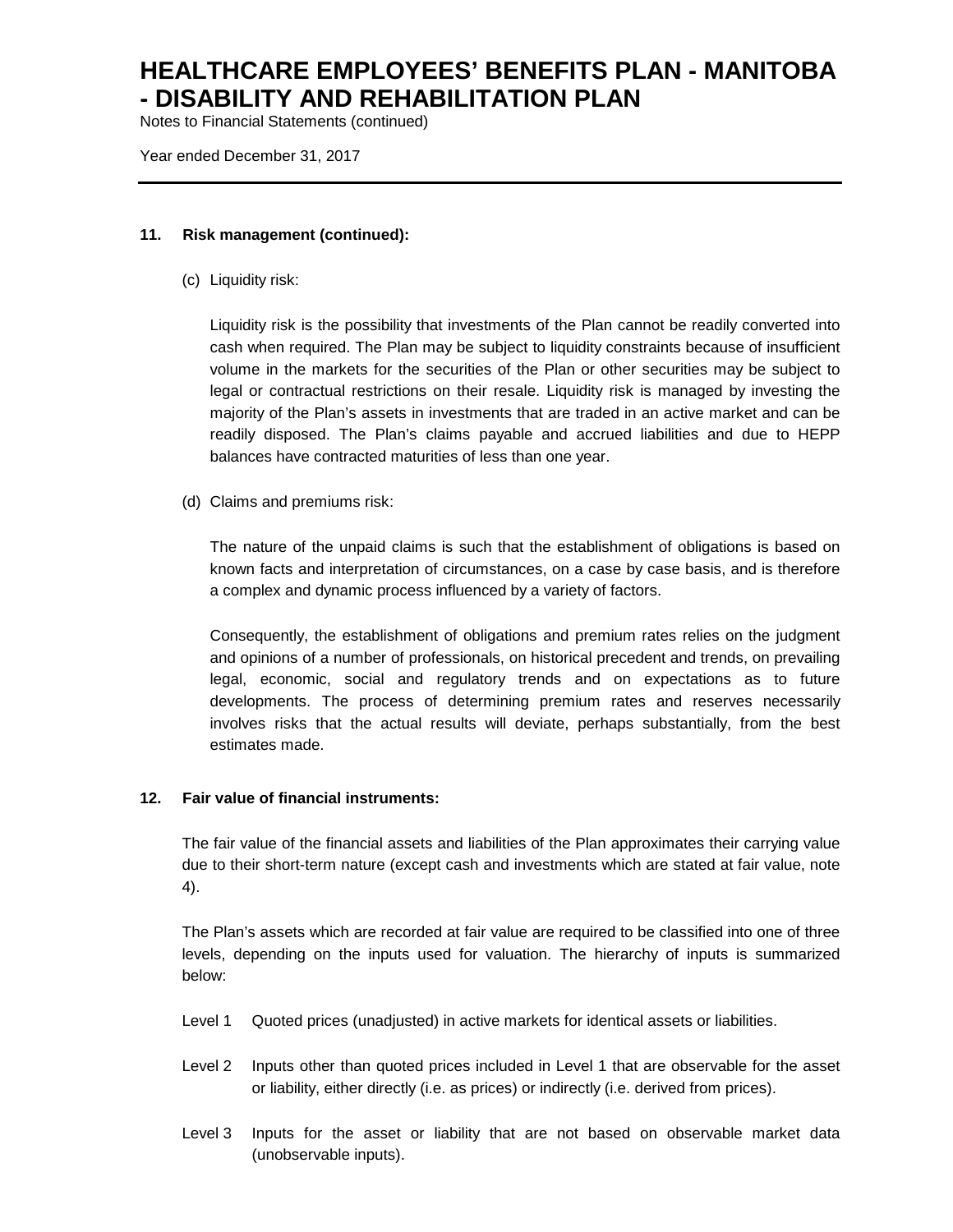### 11. Risk management (continued):

(c) Liquidity risk:

Liquidity risk is the possibility that investments of the Plan cannot be readily converted into cash when required. The Plan may be subject to liquidity constraints because of insufficient volume in the markets for the securities of the Plan or other securities may be subject to legal or contractual restrictions on their resale. Liquidity risk is managed by investing the majority of the Plan's assets in investments that are traded in an active market and can be readily disposed. The Plan's claims payable and accrued liabilities and due to HEPP balances have contracted maturities of less than one year.

(d) Claims and premiums risk:

The nature of the unpaid claims is such that the establishment of obligations is based on known facts and interpretation of circumstances, on a case by case basis, and is therefore a complex and dynamic process influenced by a variety of factors.

Consequently, the establishment of obligations and premium rates relies on the judgment and opinions of a number of professionals, on historical precedent and trends, on prevailing legal, economic, social and regulatory trends and on expectations as to future developments. The process of determining premium rates and reserves necessarily involves risks that the actual results will deviate, perhaps substantially, from the best estimates made.

### 12. Fair value of financial instruments:

The fair value of the financial assets and liabilities of the Plan approximates their carrying value due to their short-term nature (except cash and investments which are stated at fair value, note 4).

The Plan's assets which are recorded at fair value are required to be classified into one of three levels, depending on the inputs used for valuation. The hierarchy of inputs is summarized below:

- Level 1 Quoted prices (unadjusted) in active markets for identical assets or liabilities.
- Level 2 Inputs other than quoted prices included in Level 1 that are observable for the asset or liability, either directly (i.e. as prices) or indirectly (i.e. derived from prices).
- Level 3 Inputs for the asset or liability that are not based on observable market data (unobservable inputs).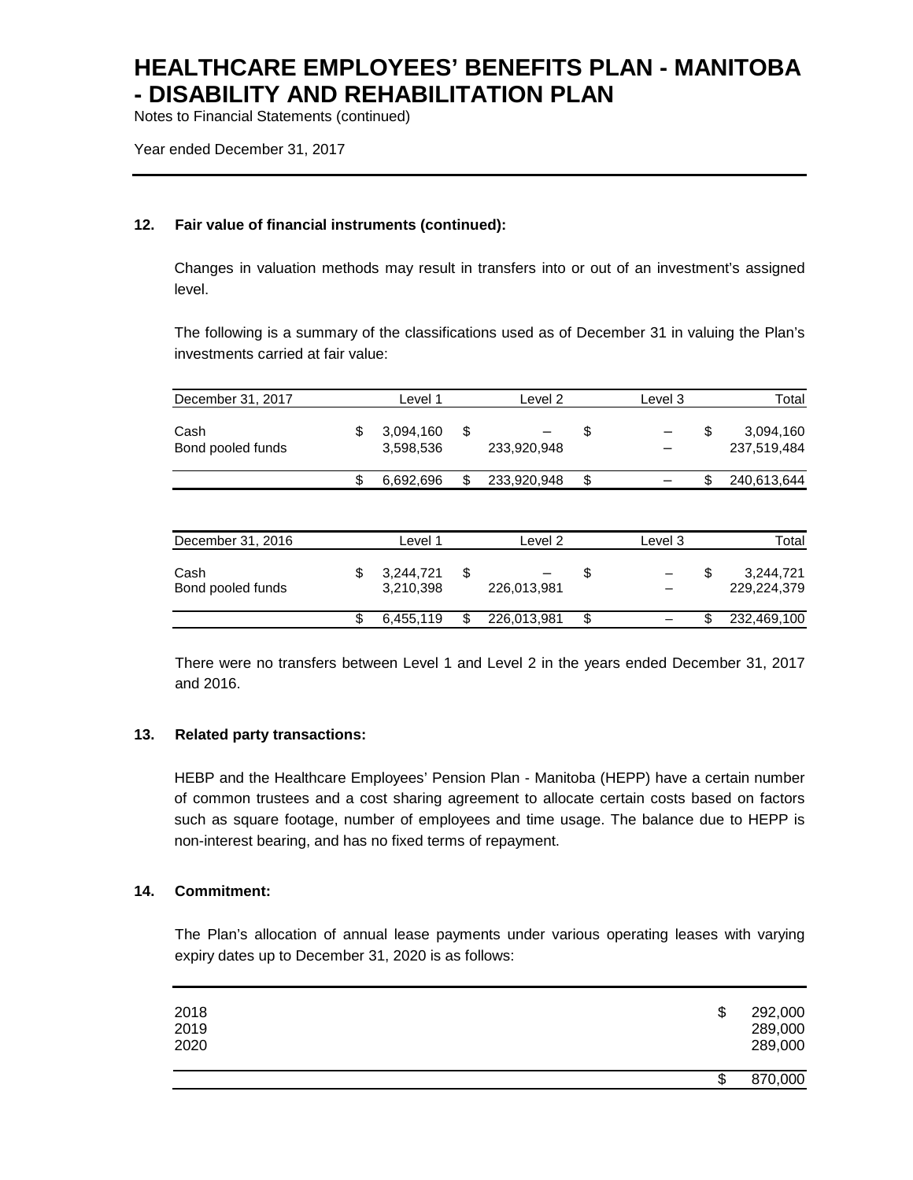# HEALTHCARE EMPLOYEES' BENEFITS PLAN - MANITOBA - DISABILITY AND REHABILITATION PLAN

Notes to Financial Statements (continued)

Year ended December 31, 2017

### 12. Fair value of financial instruments (continued):

Changes in valuation methods may result in transfers into or out of an investment's assigned level.

The following is a summary of the classifications used as of December 31 in valuing the Plan's investments carried at fair value:

| December 31, 2017 | Level 1 | Level 2 | Level 3 | Total |
|---|---|---|---|---|
| Cash | $ 3,094,160 | $ – | $ – | $ 3,094,160 |
| Bond pooled funds | 3,598,536 | 233,920,948 | – | 237,519,484 |
| | $ 6,692,696 | $ 233,920,948 | $ – | $ 240,613,644 |

| December 31, 2016 | Level 1 | Level 2 | Level 3 | Total |
|---|---|---|---|---|
| Cash | $ 3,244,721 | $ – | $ – | $ 3,244,721 |
| Bond pooled funds | 3,210,398 | 226,013,981 | – | 229,224,379 |
| | $ 6,455,119 | $ 226,013,981 | $ – | $ 232,469,100 |

There were no transfers between Level 1 and Level 2 in the years ended December 31, 2017 and 2016.

### 13. Related party transactions:

HEBP and the Healthcare Employees' Pension Plan - Manitoba (HEPP) have a certain number of common trustees and a cost sharing agreement to allocate certain costs based on factors such as square footage, number of employees and time usage. The balance due to HEPP is non-interest bearing, and has no fixed terms of repayment.

### 14. Commitment:

The Plan's allocation of annual lease payments under various operating leases with varying expiry dates up to December 31, 2020 is as follows:

| | |
|---|---|
| 2018 | $ 292,000 |
| 2019 | 289,000 |
| 2020 | 289,000 |
| | $ 870,000 |